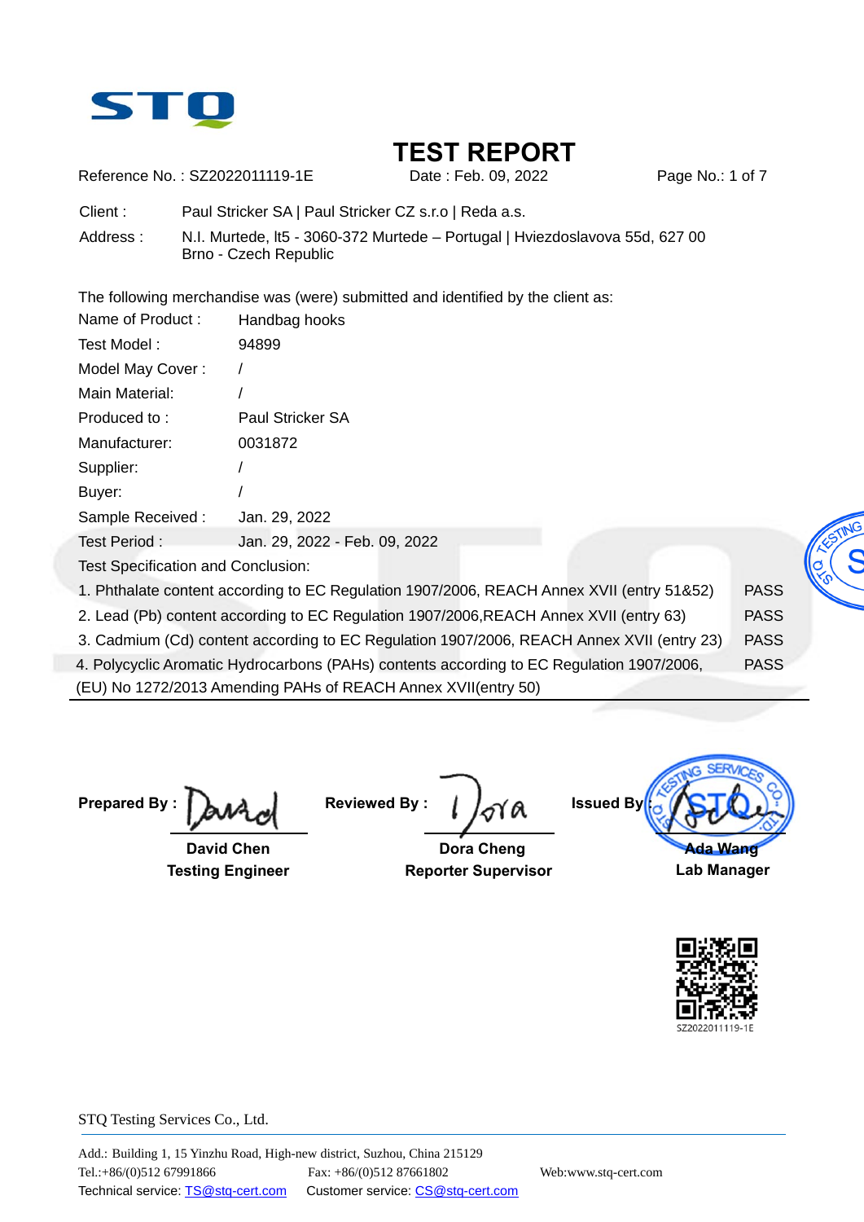STQ

# TEST REPORT

Reference No. : SZ2022011119-1E Date : Feb. 09, 2022 Page No.: 1 of 7

Client : Paul Stricker SA | Paul Stricker CZ s.r.o | Reda a.s.

Address : N.I. Murtede, lt5 - 3060-372 Murtede – Portugal | Hviezdoslavova 55d, 627 00 Brno - Czech Republic

The following merchandise was (were) submitted and identified by the client as:

| | |
|---|---|
| Name of Product : | Handbag hooks |
| Test Model : | 94899 |
| Model May Cover : | / |
| Main Material: | / |
| Produced to : | Paul Stricker SA |
| Manufacturer: | 0031872 |
| Supplier: | / |
| Buyer: | / |
| Sample Received : | Jan. 29, 2022 |
| Test Period : | Jan. 29, 2022 - Feb. 09, 2022 |

Test Specification and Conclusion:

| Test | Result |
|---|---|
| 1. Phthalate content according to EC Regulation 1907/2006, REACH Annex XVII (entry 51&52) | PASS |
| 2. Lead (Pb) content according to EC Regulation 1907/2006,REACH Annex XVII (entry 63) | PASS |
| 3. Cadmium (Cd) content according to EC Regulation 1907/2006, REACH Annex XVII (entry 23) | PASS |
| 4. Polycyclic Aromatic Hydrocarbons (PAHs) contents according to EC Regulation 1907/2006, (EU) No 1272/2013 Amending PAHs of REACH Annex XVII(entry 50) | PASS |

| Prepared By : | Reviewed By : | Issued By : |
|---|---|---|
| David Chen | Dora Cheng | Ada Wang |
| Testing Engineer | Reporter Supervisor | Lab Manager |

SZ2022011119-1E

STQ Testing Services Co., Ltd.

Add.: Building 1, 15 Yinzhu Road, High-new district, Suzhou, China 215129
Tel.:+86/(0)512 67991866 Fax: +86/(0)512 87661802 Web:www.stq-cert.com
Technical service: TS@stq-cert.com Customer service: CS@stq-cert.com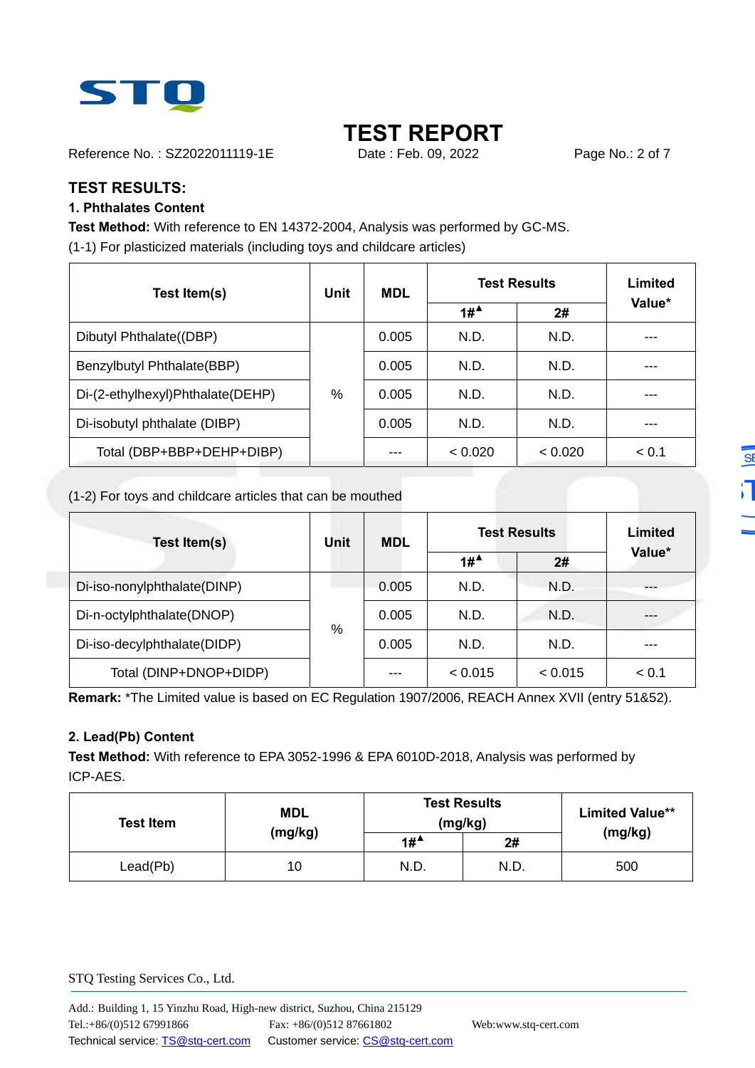# TEST REPORT

Reference No. : SZ2022011119-1E　　Date : Feb. 09, 2022

## TEST RESULTS:

### 1. Phthalates Content

**Test Method:** With reference to EN 14372-2004, Analysis was performed by GC-MS.

(1-1) For plasticized materials (including toys and childcare articles)

| Test Item(s) | Unit | MDL | Test Results | | Limited Value* |
|---|---|---|---|---|---|
| | | | 1#▲ | 2# | |
| Dibutyl Phthalate((DBP) | % | 0.005 | N.D. | N.D. | --- |
| Benzylbutyl Phthalate(BBP) | | 0.005 | N.D. | N.D. | --- |
| Di-(2-ethylhexyl)Phthalate(DEHP) | | 0.005 | N.D. | N.D. | --- |
| Di-isobutyl phthalate (DIBP) | | 0.005 | N.D. | N.D. | --- |
| Total (DBP+BBP+DEHP+DIBP) | | --- | < 0.020 | < 0.020 | < 0.1 |

(1-2) For toys and childcare articles that can be mouthed

| Test Item(s) | Unit | MDL | Test Results | | Limited Value* |
|---|---|---|---|---|---|
| | | | 1#▲ | 2# | |
| Di-iso-nonylphthalate(DINP) | % | 0.005 | N.D. | N.D. | --- |
| Di-n-octylphthalate(DNOP) | | 0.005 | N.D. | N.D. | --- |
| Di-iso-decylphthalate(DIDP) | | 0.005 | N.D. | N.D. | --- |
| Total (DINP+DNOP+DIDP) | | --- | < 0.015 | < 0.015 | < 0.1 |

**Remark:** *The Limited value is based on EC Regulation 1907/2006, REACH Annex XVII (entry 51&52).

### 2. Lead(Pb) Content

**Test Method:** With reference to EPA 3052-1996 & EPA 6010D-2018, Analysis was performed by ICP-AES.

| Test Item | MDL (mg/kg) | Test Results (mg/kg) | | Limited Value** (mg/kg) |
|---|---|---|---|---|
| | | 1#▲ | 2# | |
| Lead(Pb) | 10 | N.D. | N.D. | 500 |

STQ Testing Services Co., Ltd.

Add.: Building 1, 15 Yinzhu Road, High-new district, Suzhou, China 215129
Tel.:+86/(0)512 67991866　　Fax: +86/(0)512 87661802　　Web:www.stq-cert.com
Technical service: TS@stq-cert.com　　Customer service: CS@stq-cert.com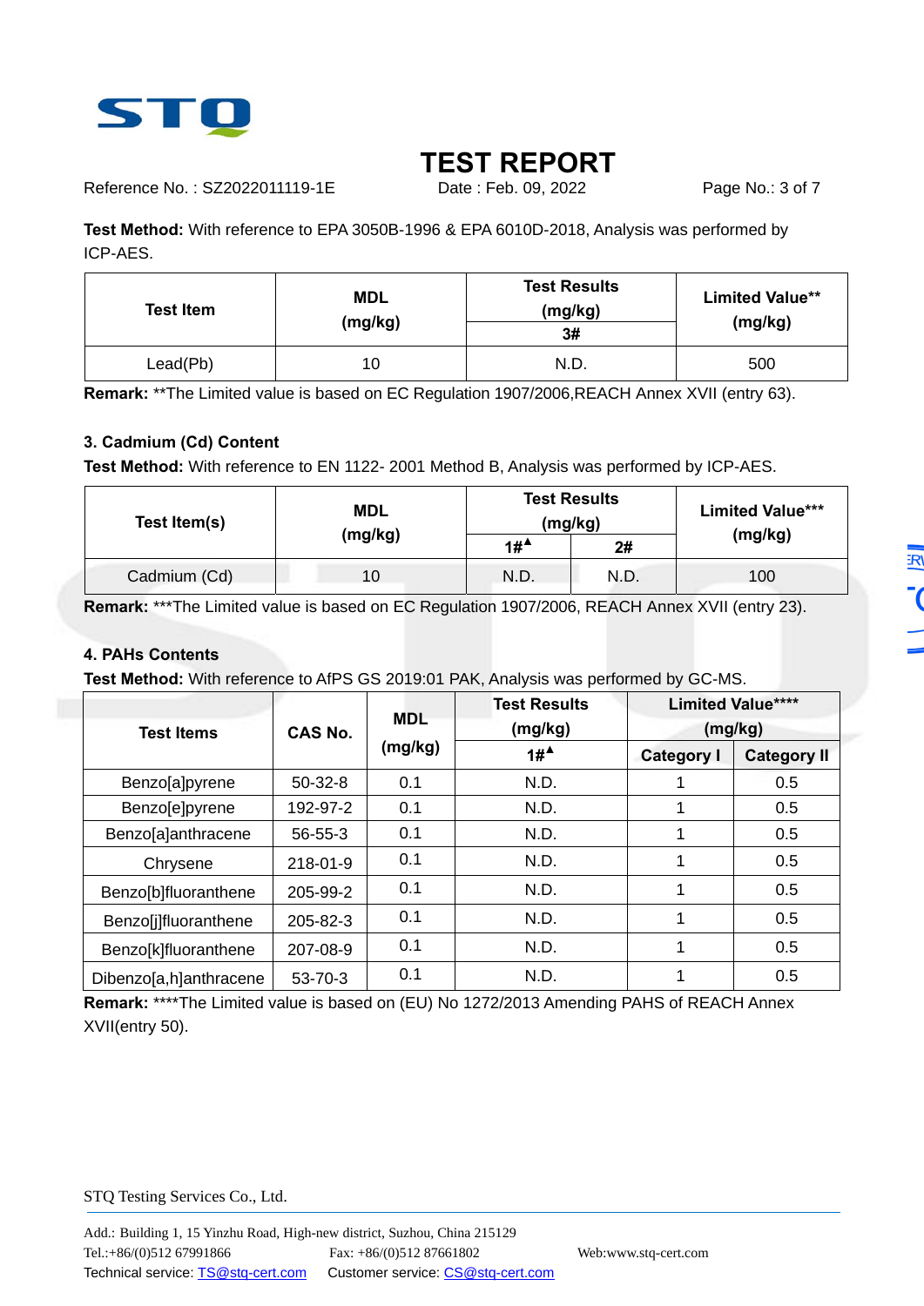# TEST REPORT

Reference No. : SZ2022011119-1E Date : Feb. 09, 2022

**Test Method:** With reference to EPA 3050B-1996 & EPA 6010D-2018, Analysis was performed by ICP-AES.

| Test Item | MDL (mg/kg) | Test Results (mg/kg) | Limited Value** (mg/kg) |
|---|---|---|---|
| | | 3# | |
| Lead(Pb) | 10 | N.D. | 500 |

**Remark:** **The Limited value is based on EC Regulation 1907/2006,REACH Annex XVII (entry 63).

### 3. Cadmium (Cd) Content

**Test Method:** With reference to EN 1122- 2001 Method B, Analysis was performed by ICP-AES.

| Test Item(s) | MDL (mg/kg) | Test Results (mg/kg) | | Limited Value*** (mg/kg) |
|---|---|---|---|---|
| | | 1#▲ | 2# | |
| Cadmium (Cd) | 10 | N.D. | N.D. | 100 |

**Remark:** ***The Limited value is based on EC Regulation 1907/2006, REACH Annex XVII (entry 23).

### 4. PAHs Contents

**Test Method:** With reference to AfPS GS 2019:01 PAK, Analysis was performed by GC-MS.

| Test Items | CAS No. | MDL (mg/kg) | Test Results (mg/kg) | Limited Value**** (mg/kg) | |
|---|---|---|---|---|---|
| | | | 1#▲ | Category I | Category II |
| Benzo[a]pyrene | 50-32-8 | 0.1 | N.D. | 1 | 0.5 |
| Benzo[e]pyrene | 192-97-2 | 0.1 | N.D. | 1 | 0.5 |
| Benzo[a]anthracene | 56-55-3 | 0.1 | N.D. | 1 | 0.5 |
| Chrysene | 218-01-9 | 0.1 | N.D. | 1 | 0.5 |
| Benzo[b]fluoranthene | 205-99-2 | 0.1 | N.D. | 1 | 0.5 |
| Benzo[j]fluoranthene | 205-82-3 | 0.1 | N.D. | 1 | 0.5 |
| Benzo[k]fluoranthene | 207-08-9 | 0.1 | N.D. | 1 | 0.5 |
| Dibenzo[a,h]anthracene | 53-70-3 | 0.1 | N.D. | 1 | 0.5 |

**Remark:** ****The Limited value is based on (EU) No 1272/2013 Amending PAHS of REACH Annex XVII(entry 50).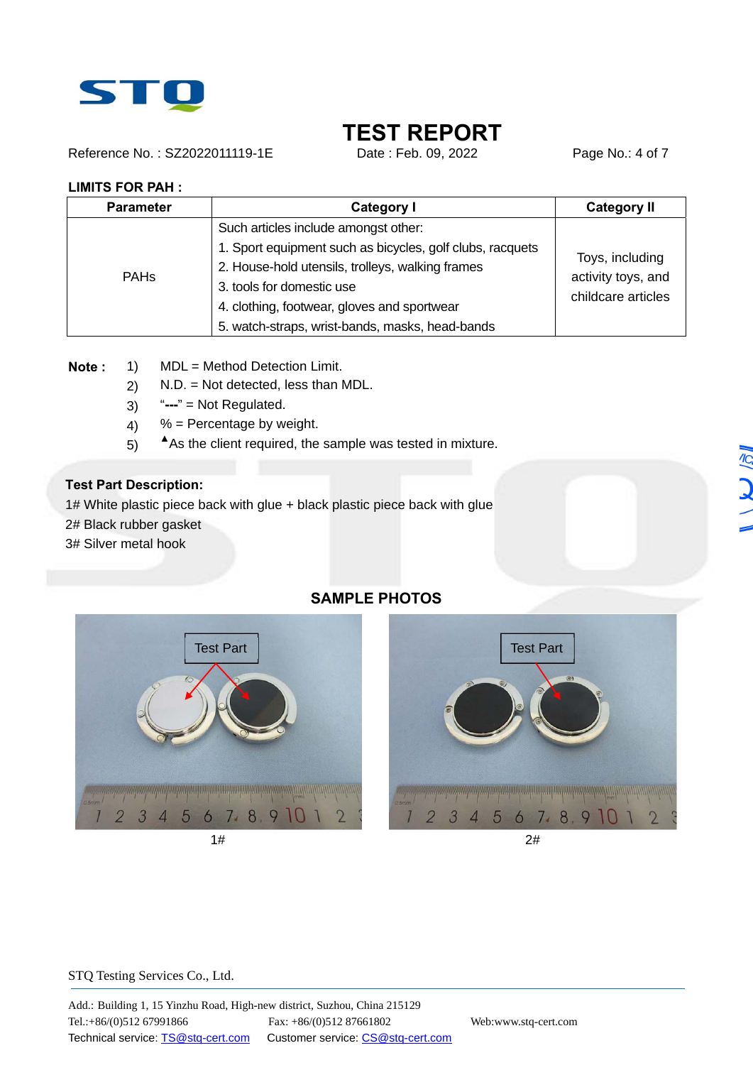## LIMITS FOR PAH :

| Parameter | Category I | Category II |
|---|---|---|
| PAHs | Such articles include amongst other:<br>1. Sport equipment such as bicycles, golf clubs, racquets<br>2. House-hold utensils, trolleys, walking frames<br>3. tools for domestic use<br>4. clothing, footwear, gloves and sportwear<br>5. watch-straps, wrist-bands, masks, head-bands | Toys, including activity toys, and childcare articles |

**Note :**

1) MDL = Method Detection Limit.
2) N.D. = Not detected, less than MDL.
3) "---" = Not Regulated.
4) % = Percentage by weight.
5) ▲As the client required, the sample was tested in mixture.

**Test Part Description:**

1# White plastic piece back with glue + black plastic piece back with glue
2# Black rubber gasket
3# Silver metal hook

## SAMPLE PHOTOS

1#

2#

STQ Testing Services Co., Ltd.

Add.: Building 1, 15 Yinzhu Road, High-new district, Suzhou, China 215129
Tel.:+86/(0)512 67991866 Fax: +86/(0)512 87661802 Web:www.stq-cert.com
Technical service: TS@stq-cert.com Customer service: CS@stq-cert.com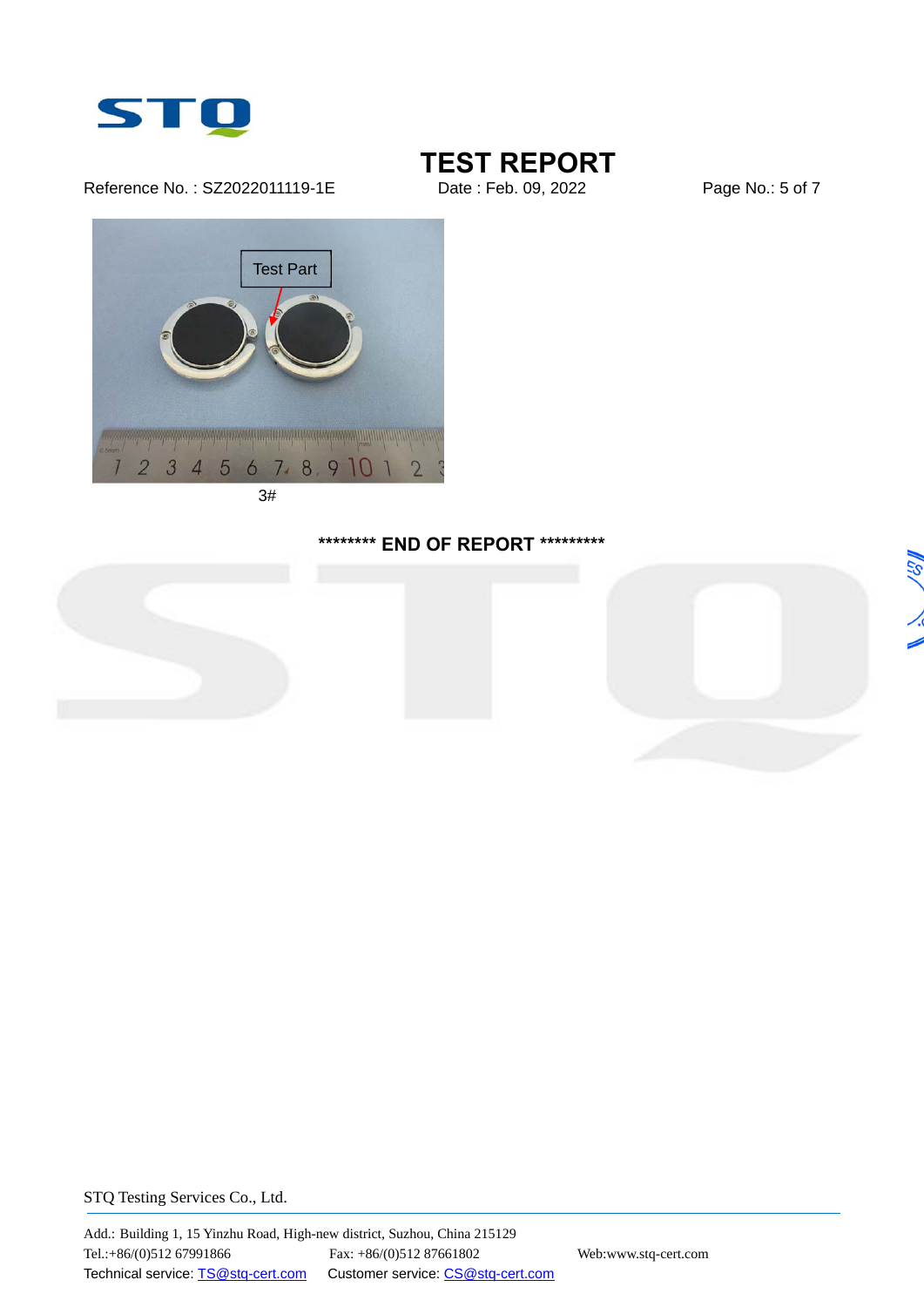Test Part

3#

******** END OF REPORT *********

STQ Testing Services Co., Ltd.

Add.: Building 1, 15 Yinzhu Road, High-new district, Suzhou, China 215129
Tel.:+86/(0)512 67991866 Fax: +86/(0)512 87661802 Web:www.stq-cert.com
Technical service: TS@stq-cert.com Customer service: CS@stq-cert.com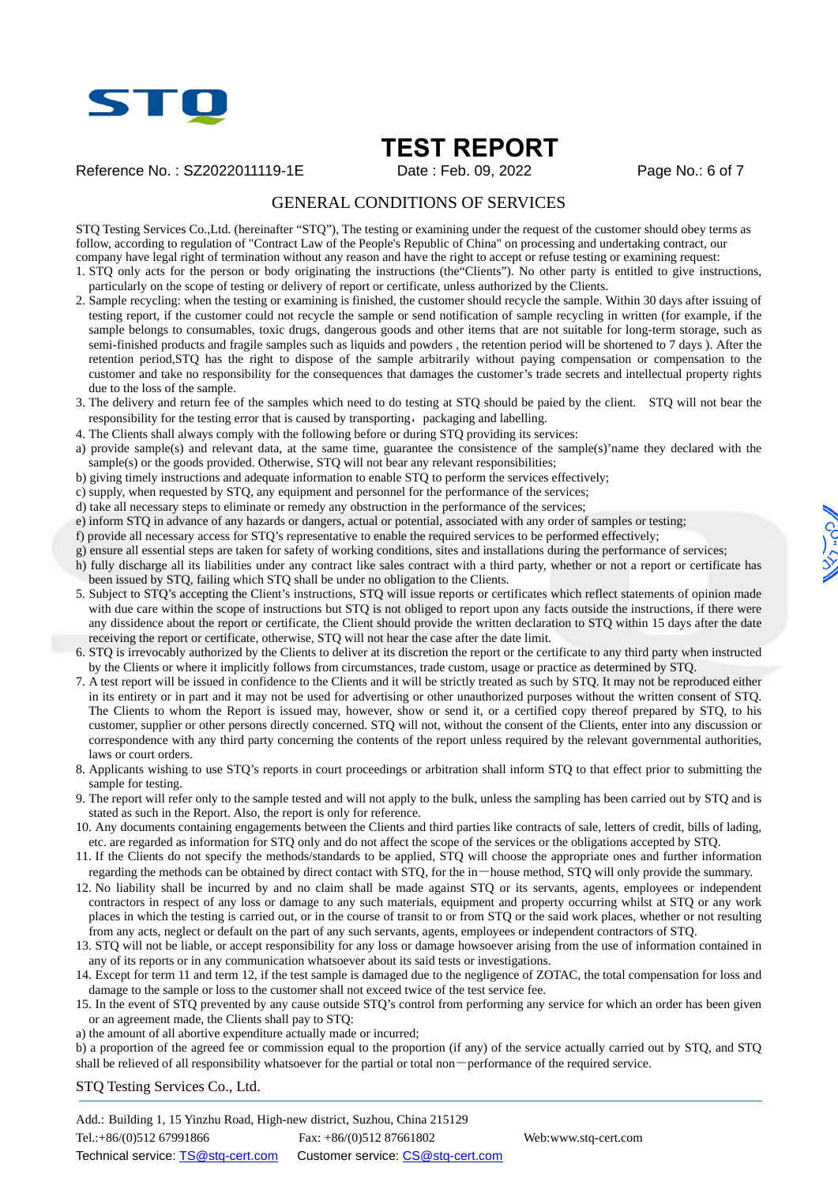# TEST REPORT

Reference No. : SZ2022011119-1E    Date : Feb. 09, 2022

## GENERAL CONDITIONS OF SERVICES

STQ Testing Services Co.,Ltd. (hereinafter "STQ"), The testing or examining under the request of the customer should obey terms as follow, according to regulation of "Contract Law of the People's Republic of China" on processing and undertaking contract, our company have legal right of termination without any reason and have the right to accept or refuse testing or examining request:

1. STQ only acts for the person or body originating the instructions (the"Clients"). No other party is entitled to give instructions, particularly on the scope of testing or delivery of report or certificate, unless authorized by the Clients.
2. Sample recycling: when the testing or examining is finished, the customer should recycle the sample. Within 30 days after issuing of testing report, if the customer could not recycle the sample or send notification of sample recycling in written (for example, if the sample belongs to consumables, toxic drugs, dangerous goods and other items that are not suitable for long-term storage, such as semi-finished products and fragile samples such as liquids and powders , the retention period will be shortened to 7 days ). After the retention period,STQ has the right to dispose of the sample arbitrarily without paying compensation or compensation to the customer and take no responsibility for the consequences that damages the customer's trade secrets and intellectual property rights due to the loss of the sample.
3. The delivery and return fee of the samples which need to do testing at STQ should be paied by the client. STQ will not bear the responsibility for the testing error that is caused by transporting，packaging and labelling.
4. The Clients shall always comply with the following before or during STQ providing its services:

a) provide sample(s) and relevant data, at the same time, guarantee the consistence of the sample(s)'name they declared with the sample(s) or the goods provided. Otherwise, STQ will not bear any relevant responsibilities;
b) giving timely instructions and adequate information to enable STQ to perform the services effectively;
c) supply, when requested by STQ, any equipment and personnel for the performance of the services;
d) take all necessary steps to eliminate or remedy any obstruction in the performance of the services;
e) inform STQ in advance of any hazards or dangers, actual or potential, associated with any order of samples or testing;
f) provide all necessary access for STQ's representative to enable the required services to be performed effectively;
g) ensure all essential steps are taken for safety of working conditions, sites and installations during the performance of services;
h) fully discharge all its liabilities under any contract like sales contract with a third party, whether or not a report or certificate has been issued by STQ, failing which STQ shall be under no obligation to the Clients.

5. Subject to STQ's accepting the Client's instructions, STQ will issue reports or certificates which reflect statements of opinion made with due care within the scope of instructions but STQ is not obliged to report upon any facts outside the instructions, if there were any dissidence about the report or certificate, the Client should provide the written declaration to STQ within 15 days after the date receiving the report or certificate, otherwise, STQ will not hear the case after the date limit.
6. STQ is irrevocably authorized by the Clients to deliver at its discretion the report or the certificate to any third party when instructed by the Clients or where it implicitly follows from circumstances, trade custom, usage or practice as determined by STQ.
7. A test report will be issued in confidence to the Clients and it will be strictly treated as such by STQ. It may not be reproduced either in its entirety or in part and it may not be used for advertising or other unauthorized purposes without the written consent of STQ. The Clients to whom the Report is issued may, however, show or send it, or a certified copy thereof prepared by STQ, to his customer, supplier or other persons directly concerned. STQ will not, without the consent of the Clients, enter into any discussion or correspondence with any third party concerning the contents of the report unless required by the relevant governmental authorities, laws or court orders.
8. Applicants wishing to use STQ's reports in court proceedings or arbitration shall inform STQ to that effect prior to submitting the sample for testing.
9. The report will refer only to the sample tested and will not apply to the bulk, unless the sampling has been carried out by STQ and is stated as such in the Report. Also, the report is only for reference.
10. Any documents containing engagements between the Clients and third parties like contracts of sale, letters of credit, bills of lading, etc. are regarded as information for STQ only and do not affect the scope of the services or the obligations accepted by STQ.
11. If the Clients do not specify the methods/standards to be applied, STQ will choose the appropriate ones and further information regarding the methods can be obtained by direct contact with STQ, for the in－house method, STQ will only provide the summary.
12. No liability shall be incurred by and no claim shall be made against STQ or its servants, agents, employees or independent contractors in respect of any loss or damage to any such materials, equipment and property occurring whilst at STQ or any work places in which the testing is carried out, or in the course of transit to or from STQ or the said work places, whether or not resulting from any acts, neglect or default on the part of any such servants, agents, employees or independent contractors of STQ.
13. STQ will not be liable, or accept responsibility for any loss or damage howsoever arising from the use of information contained in any of its reports or in any communication whatsoever about its said tests or investigations.
14. Except for term 11 and term 12, if the test sample is damaged due to the negligence of ZOTAC, the total compensation for loss and damage to the sample or loss to the customer shall not exceed twice of the test service fee.
15. In the event of STQ prevented by any cause outside STQ's control from performing any service for which an order has been given or an agreement made, the Clients shall pay to STQ:

a) the amount of all abortive expenditure actually made or incurred;
b) a proportion of the agreed fee or commission equal to the proportion (if any) of the service actually carried out by STQ, and STQ shall be relieved of all responsibility whatsoever for the partial or total non－performance of the required service.

STQ Testing Services Co., Ltd.

Add.: Building 1, 15 Yinzhu Road, High-new district, Suzhou, China 215129
Tel.:+86/(0)512 67991866    Fax: +86/(0)512 87661802    Web:www.stq-cert.com
Technical service: TS@stq-cert.com    Customer service: CS@stq-cert.com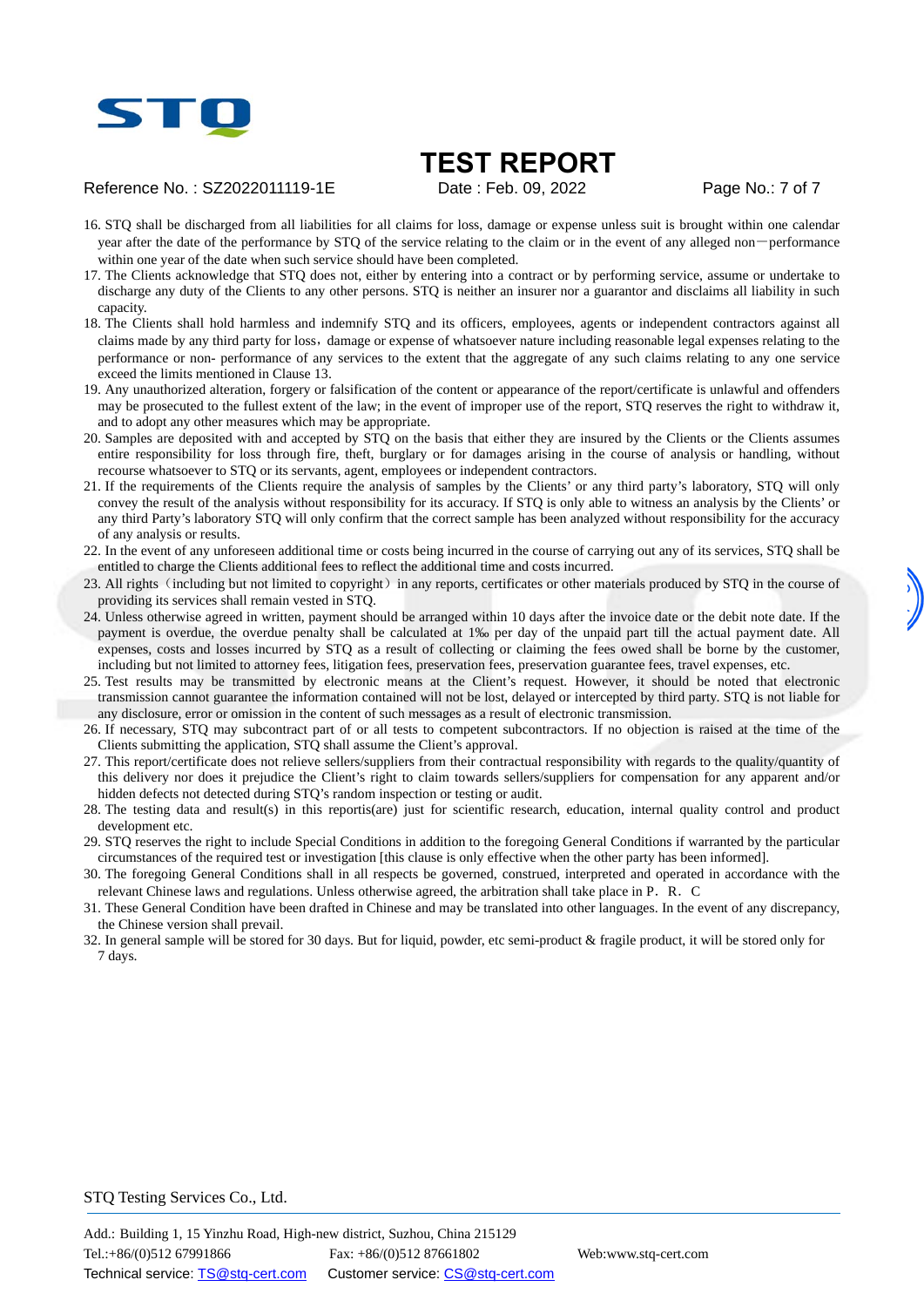16. STQ shall be discharged from all liabilities for all claims for loss, damage or expense unless suit is brought within one calendar year after the date of the performance by STQ of the service relating to the claim or in the event of any alleged non－performance within one year of the date when such service should have been completed.
17. The Clients acknowledge that STQ does not, either by entering into a contract or by performing service, assume or undertake to discharge any duty of the Clients to any other persons. STQ is neither an insurer nor a guarantor and disclaims all liability in such capacity.
18. The Clients shall hold harmless and indemnify STQ and its officers, employees, agents or independent contractors against all claims made by any third party for loss，damage or expense of whatsoever nature including reasonable legal expenses relating to the performance or non- performance of any services to the extent that the aggregate of any such claims relating to any one service exceed the limits mentioned in Clause 13.
19. Any unauthorized alteration, forgery or falsification of the content or appearance of the report/certificate is unlawful and offenders may be prosecuted to the fullest extent of the law; in the event of improper use of the report, STQ reserves the right to withdraw it, and to adopt any other measures which may be appropriate.
20. Samples are deposited with and accepted by STQ on the basis that either they are insured by the Clients or the Clients assumes entire responsibility for loss through fire, theft, burglary or for damages arising in the course of analysis or handling, without recourse whatsoever to STQ or its servants, agent, employees or independent contractors.
21. If the requirements of the Clients require the analysis of samples by the Clients' or any third party's laboratory, STQ will only convey the result of the analysis without responsibility for its accuracy. If STQ is only able to witness an analysis by the Clients' or any third Party's laboratory STQ will only confirm that the correct sample has been analyzed without responsibility for the accuracy of any analysis or results.
22. In the event of any unforeseen additional time or costs being incurred in the course of carrying out any of its services, STQ shall be entitled to charge the Clients additional fees to reflect the additional time and costs incurred.
23. All rights（including but not limited to copyright）in any reports, certificates or other materials produced by STQ in the course of providing its services shall remain vested in STQ.
24. Unless otherwise agreed in written, payment should be arranged within 10 days after the invoice date or the debit note date. If the payment is overdue, the overdue penalty shall be calculated at 1‰ per day of the unpaid part till the actual payment date. All expenses, costs and losses incurred by STQ as a result of collecting or claiming the fees owed shall be borne by the customer, including but not limited to attorney fees, litigation fees, preservation fees, preservation guarantee fees, travel expenses, etc.
25. Test results may be transmitted by electronic means at the Client's request. However, it should be noted that electronic transmission cannot guarantee the information contained will not be lost, delayed or intercepted by third party. STQ is not liable for any disclosure, error or omission in the content of such messages as a result of electronic transmission.
26. If necessary, STQ may subcontract part of or all tests to competent subcontractors. If no objection is raised at the time of the Clients submitting the application, STQ shall assume the Client's approval.
27. This report/certificate does not relieve sellers/suppliers from their contractual responsibility with regards to the quality/quantity of this delivery nor does it prejudice the Client's right to claim towards sellers/suppliers for compensation for any apparent and/or hidden defects not detected during STQ's random inspection or testing or audit.
28. The testing data and result(s) in this reportis(are) just for scientific research, education, internal quality control and product development etc.
29. STQ reserves the right to include Special Conditions in addition to the foregoing General Conditions if warranted by the particular circumstances of the required test or investigation [this clause is only effective when the other party has been informed].
30. The foregoing General Conditions shall in all respects be governed, construed, interpreted and operated in accordance with the relevant Chinese laws and regulations. Unless otherwise agreed, the arbitration shall take place in P．R．C
31. These General Condition have been drafted in Chinese and may be translated into other languages. In the event of any discrepancy, the Chinese version shall prevail.
32. In general sample will be stored for 30 days. But for liquid, powder, etc semi-product & fragile product, it will be stored only for 7 days.